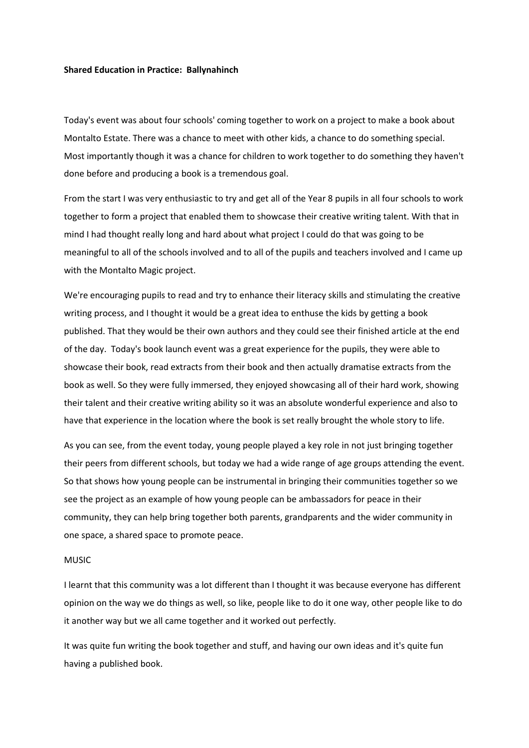**Shared Education in Practice: Ballynahinch**

Today's event was about four schools' coming together to work on a project to make a book about Montalto Estate. There was a chance to meet with other kids, a chance to do something special. Most importantly though it was a chance for children to work together to do something they haven't done before and producing a book is a tremendous goal.

From the start I was very enthusiastic to try and get all of the Year 8 pupils in all four schools to work together to form a project that enabled them to showcase their creative writing talent. With that in mind I had thought really long and hard about what project I could do that was going to be meaningful to all of the schools involved and to all of the pupils and teachers involved and I came up with the Montalto Magic project.

We're encouraging pupils to read and try to enhance their literacy skills and stimulating the creative writing process, and I thought it would be a great idea to enthuse the kids by getting a book published. That they would be their own authors and they could see their finished article at the end of the day. Today's book launch event was a great experience for the pupils, they were able to showcase their book, read extracts from their book and then actually dramatise extracts from the book as well. So they were fully immersed, they enjoyed showcasing all of their hard work, showing their talent and their creative writing ability so it was an absolute wonderful experience and also to have that experience in the location where the book is set really brought the whole story to life.

As you can see, from the event today, young people played a key role in not just bringing together their peers from different schools, but today we had a wide range of age groups attending the event. So that shows how young people can be instrumental in bringing their communities together so we see the project as an example of how young people can be ambassadors for peace in their community, they can help bring together both parents, grandparents and the wider community in one space, a shared space to promote peace.

MUSIC

I learnt that this community was a lot different than I thought it was because everyone has different opinion on the way we do things as well, so like, people like to do it one way, other people like to do it another way but we all came together and it worked out perfectly.

It was quite fun writing the book together and stuff, and having our own ideas and it's quite fun having a published book.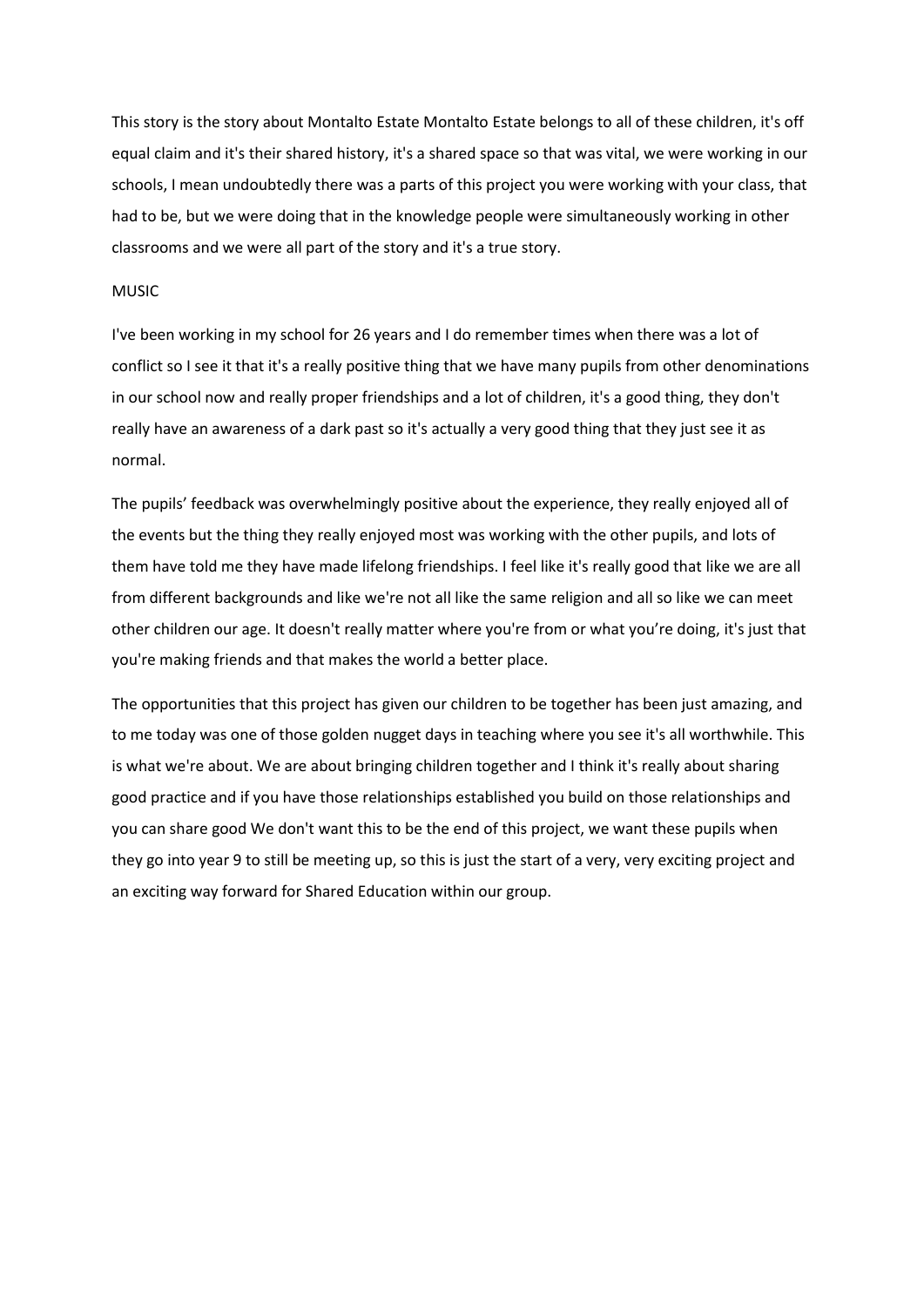This story is the story about Montalto Estate Montalto Estate belongs to all of these children, it's off equal claim and it's their shared history, it's a shared space so that was vital, we were working in our schools, I mean undoubtedly there was a parts of this project you were working with your class, that had to be, but we were doing that in the knowledge people were simultaneously working in other classrooms and we were all part of the story and it's a true story.

MUSIC

I've been working in my school for 26 years and I do remember times when there was a lot of conflict so I see it that it's a really positive thing that we have many pupils from other denominations in our school now and really proper friendships and a lot of children, it's a good thing, they don't really have an awareness of a dark past so it's actually a very good thing that they just see it as normal.

The pupils' feedback was overwhelmingly positive about the experience, they really enjoyed all of the events but the thing they really enjoyed most was working with the other pupils, and lots of them have told me they have made lifelong friendships. I feel like it's really good that like we are all from different backgrounds and like we're not all like the same religion and all so like we can meet other children our age. It doesn't really matter where you're from or what you're doing, it's just that you're making friends and that makes the world a better place.

The opportunities that this project has given our children to be together has been just amazing, and to me today was one of those golden nugget days in teaching where you see it's all worthwhile. This is what we're about. We are about bringing children together and I think it's really about sharing good practice and if you have those relationships established you build on those relationships and you can share good We don't want this to be the end of this project, we want these pupils when they go into year 9 to still be meeting up, so this is just the start of a very, very exciting project and an exciting way forward for Shared Education within our group.